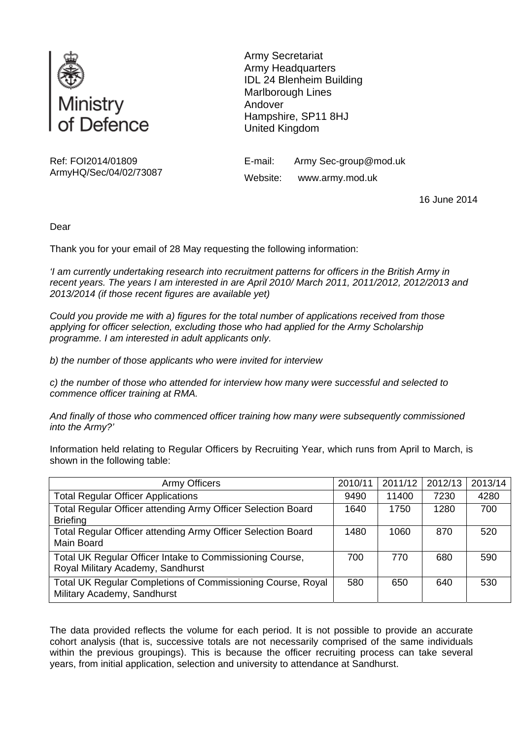Ministry of Defence

Army Secretariat
Army Headquarters
IDL 24 Blenheim Building
Marlborough Lines
Andover
Hampshire, SP11 8HJ
United Kingdom

Ref: FOI2014/01809
ArmyHQ/Sec/04/02/73087

E-mail: Army Sec-group@mod.uk
Website: www.army.mod.uk

16 June 2014

Dear

Thank you for your email of 28 May requesting the following information:

*'I am currently undertaking research into recruitment patterns for officers in the British Army in recent years. The years I am interested in are April 2010/ March 2011, 2011/2012, 2012/2013 and 2013/2014 (if those recent figures are available yet)*

*Could you provide me with a) figures for the total number of applications received from those applying for officer selection, excluding those who had applied for the Army Scholarship programme. I am interested in adult applicants only.*

*b) the number of those applicants who were invited for interview*

*c) the number of those who attended for interview how many were successful and selected to commence officer training at RMA.*

*And finally of those who commenced officer training how many were subsequently commissioned into the Army?'*

Information held relating to Regular Officers by Recruiting Year, which runs from April to March, is shown in the following table:

| Army Officers | 2010/11 | 2011/12 | 2012/13 | 2013/14 |
|---|---|---|---|---|
| Total Regular Officer Applications | 9490 | 11400 | 7230 | 4280 |
| Total Regular Officer attending Army Officer Selection Board Briefing | 1640 | 1750 | 1280 | 700 |
| Total Regular Officer attending Army Officer Selection Board Main Board | 1480 | 1060 | 870 | 520 |
| Total UK Regular Officer Intake to Commissioning Course, Royal Military Academy, Sandhurst | 700 | 770 | 680 | 590 |
| Total UK Regular Completions of Commissioning Course, Royal Military Academy, Sandhurst | 580 | 650 | 640 | 530 |

The data provided reflects the volume for each period. It is not possible to provide an accurate cohort analysis (that is, successive totals are not necessarily comprised of the same individuals within the previous groupings). This is because the officer recruiting process can take several years, from initial application, selection and university to attendance at Sandhurst.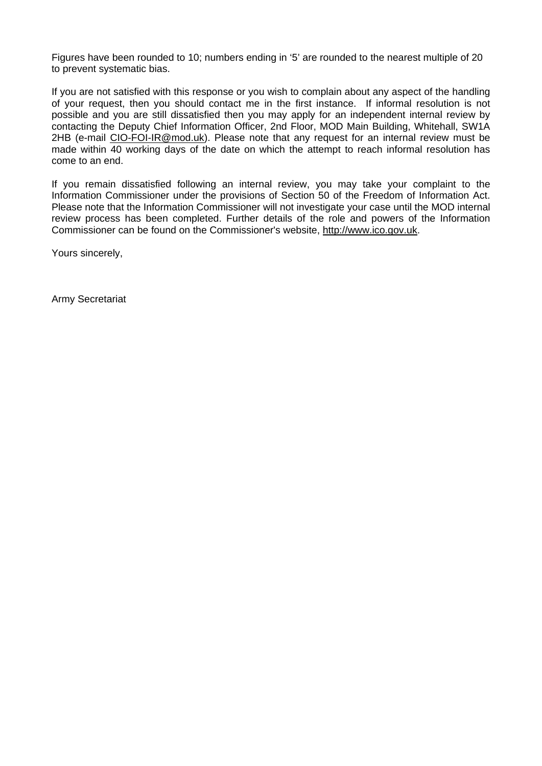Figures have been rounded to 10; numbers ending in ‘5’ are rounded to the nearest multiple of 20 to prevent systematic bias.

If you are not satisfied with this response or you wish to complain about any aspect of the handling of your request, then you should contact me in the first instance. If informal resolution is not possible and you are still dissatisfied then you may apply for an independent internal review by contacting the Deputy Chief Information Officer, 2nd Floor, MOD Main Building, Whitehall, SW1A 2HB (e-mail CIO-FOI-IR@mod.uk). Please note that any request for an internal review must be made within 40 working days of the date on which the attempt to reach informal resolution has come to an end.

If you remain dissatisfied following an internal review, you may take your complaint to the Information Commissioner under the provisions of Section 50 of the Freedom of Information Act. Please note that the Information Commissioner will not investigate your case until the MOD internal review process has been completed. Further details of the role and powers of the Information Commissioner can be found on the Commissioner's website, http://www.ico.gov.uk.

Yours sincerely,

Army Secretariat